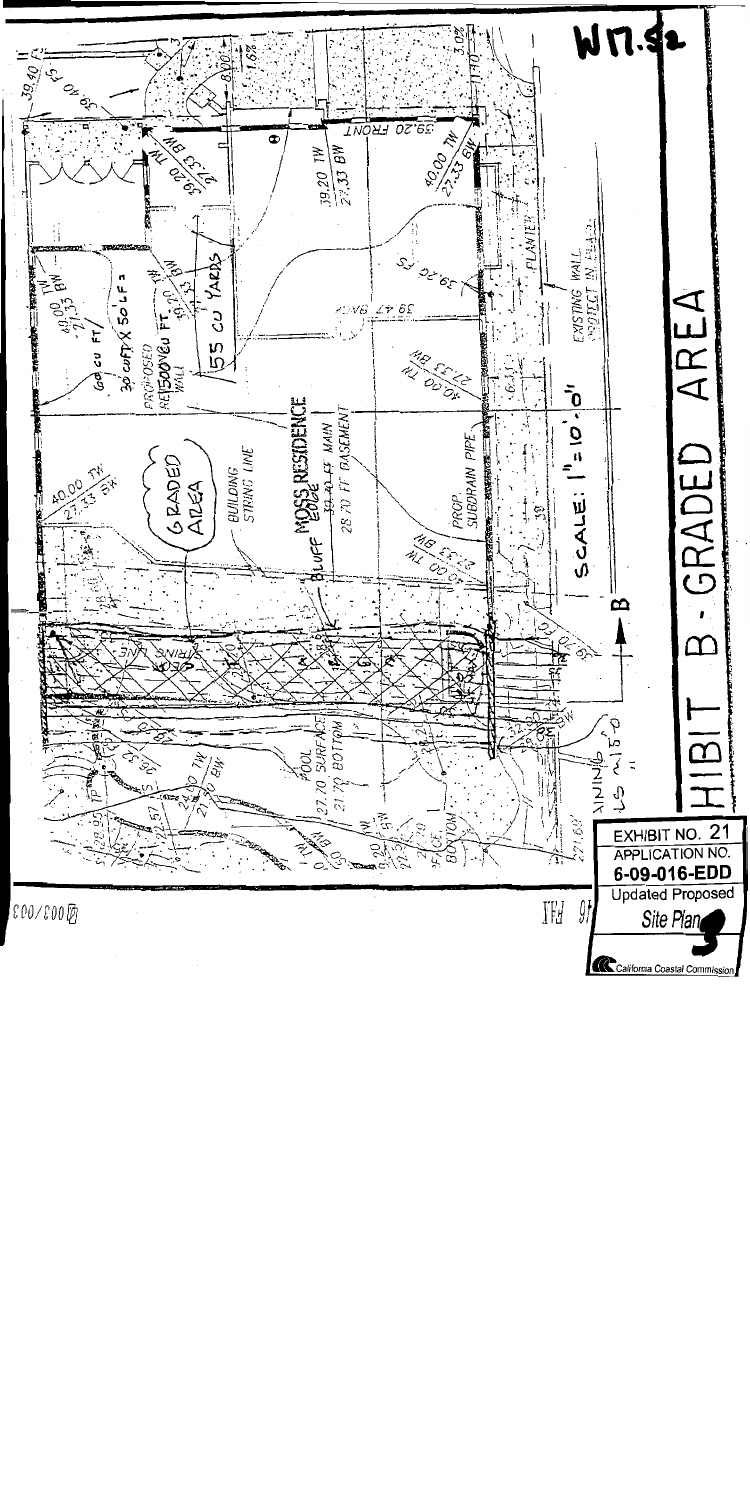W11.5a

# EXHIBIT B - GRADED AREA

SCALE: 1" = 10'.0"

MOSS RESIDENCE

39.20 FRONT

39.20 TW
27.33 BW

40.00 TW
27.33 BW

49.00 TW
27.33 BW

60 CU FT

30 CU FT X 50 LF =

PROPOSED RET 1500 CU FT WALL

55 CU YARDS

GRADED AREA

BUILDING STRING LINE

BLUFF EDGE

39.20 FF MAIN
28.70 FF BASEMENT

PROP. SUBDRAIN PIPE

EXISTING WALL PROJECT IN PLACE

PLANTER

POOL
27.70 SURFACE
21.70 BOTTOM

STRING LINE

EXHIBIT NO. 21
APPLICATION NO.
6-09-016-EDD
Updated Proposed Site Plan
California Coastal Commission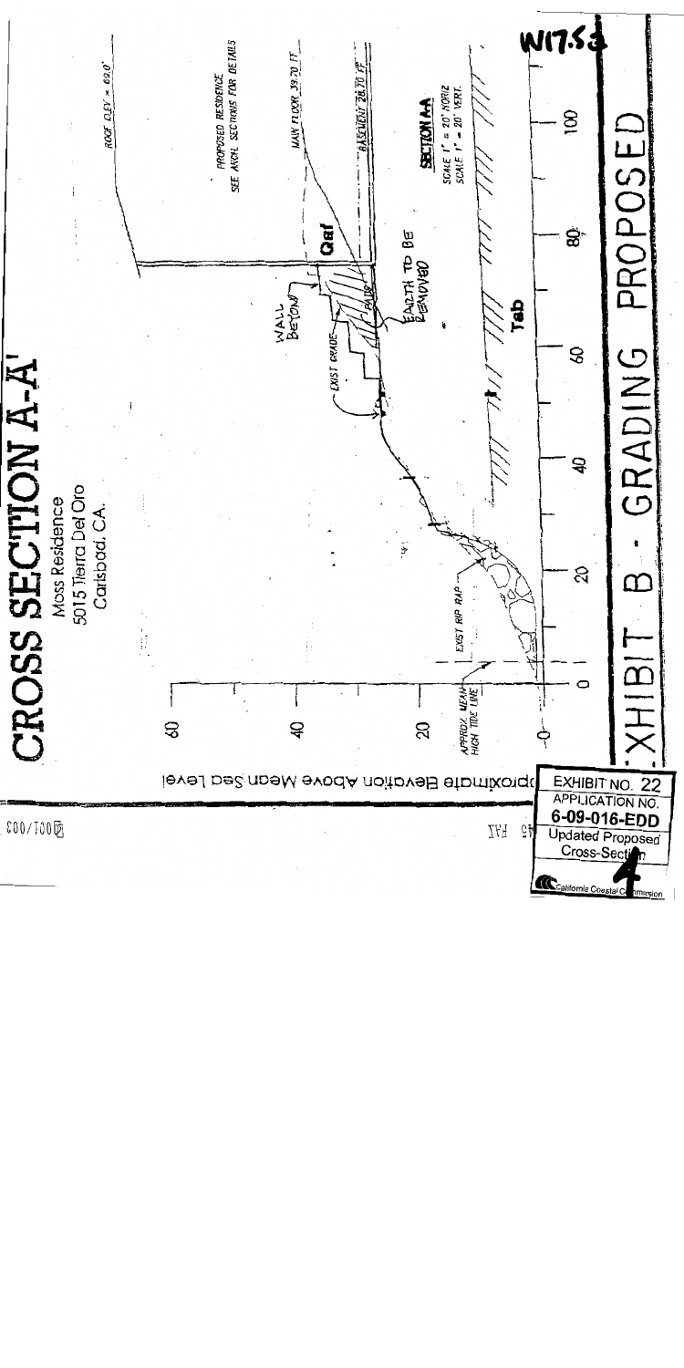# CROSS SECTION A-A'

Moss Residence
5015 Tierra Del Oro
Carlsbad, CA.

W17.5a

ROOF ELEV = 69.0'

PROPOSED RESIDENCE
SEE ARCH. SECTIONS FOR DETAILS

MAIN FLOOR 39.70 FT

BASEMENT 26.70 FT

**SECTION A-A**
SCALE 1" = 20' HORIZ
SCALE 1" = 20' VERT.

Qat

WALL BEYOND

EXIST GRADE

EARTH TO BE REMOVED

Tsb

EXIST RIP RAP

APPROX. MEAN HIGH TIDE LINE

Approximate Elevation Above Mean Sea Level

60
40
20
0

0 20 40 60 80 100

EXHIBIT B - GRADING PROPOSED

EXHIBIT NO. 22
APPLICATION NO.
6-09-016-EDD
Updated Proposed Cross-Section

California Coastal Commission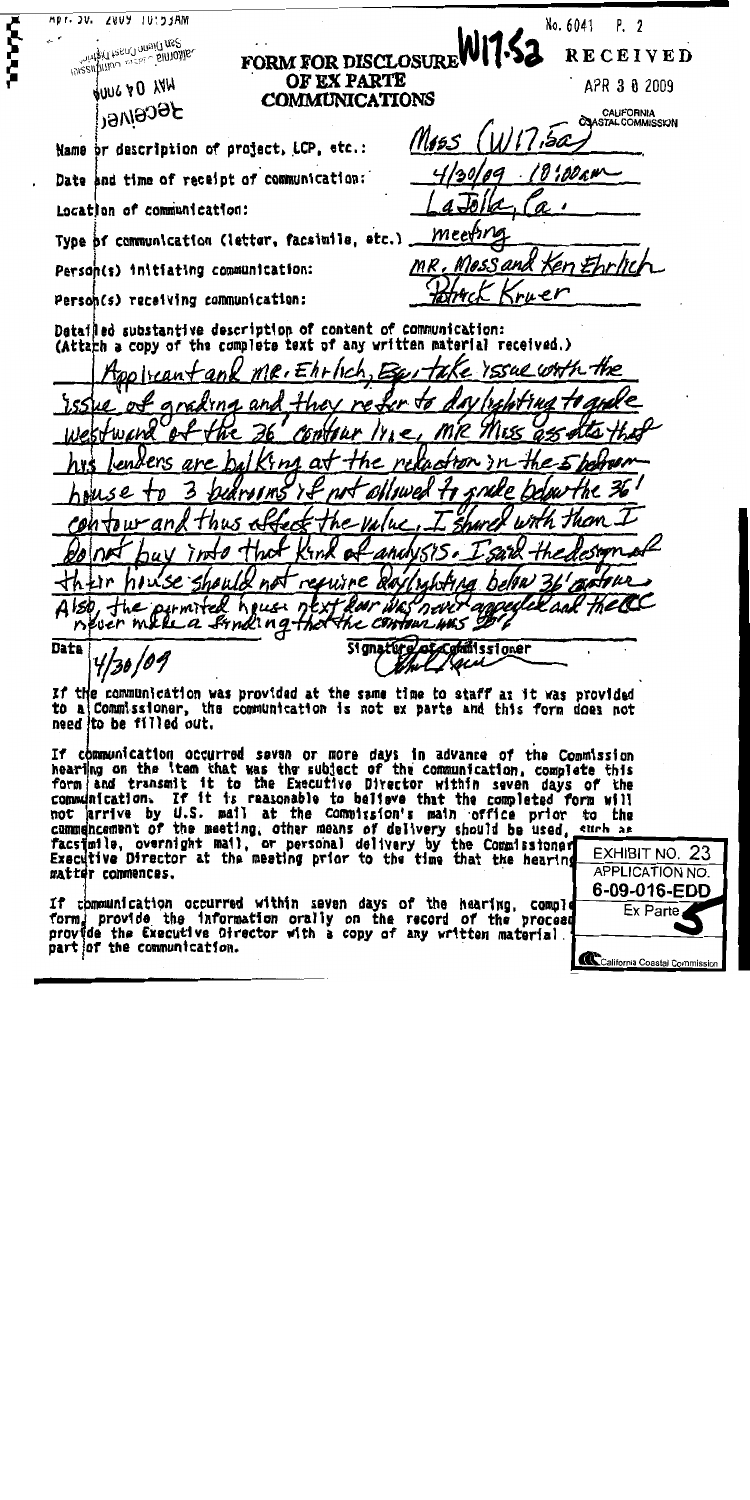# FORM FOR DISCLOSURE OF EX PARTE COMMUNICATIONS

W17.5a

RECEIVED
APR 30 2009
CALIFORNIA COASTAL COMMISSION

Name or description of project, LCP, etc.: Moss (W17.5a)

Date and time of receipt of communication: 4/30/09 . 10:00am

Location of communication: La Jolla, Ca.

Type of communication (letter, facsimile, etc.) meeting

Person(s) initiating communication: Mr. Moss and Ken Ehrlich

Person(s) receiving communication: Patrick Kruer

Detailed substantive description of content of communication:
(Attach a copy of the complete text of any written material received.)

Applicant and Mr. Ehrlich, Esq. take issue with the issue of grading and they refer to daylighting to grade westward of the 36' contour line, Mr Moss asserts that his lenders are balking at the reduction in the 5 bedroom house to 3 bedrooms if not allowed to grade below the 36' contour and thus affect the value. I shared with them I do not buy into that kind of analysis. I said the design of their house should not require daylighting below 36' contour. Also, the permitted house next door was never appealed and the CC never made a finding that the contour was 36'

Date 4/30/09

Signature of Commissioner

If the communication was provided at the same time to staff as it was provided to a Commissioner, the communication is not ex parte and this form does not need to be filled out.

If communication occurred seven or more days in advance of the Commission hearing on the item that was the subject of the communication, complete this form and transmit it to the Executive Director within seven days of the communication. If it is reasonable to believe that the completed form will not arrive by U.S. mail at the Commission's main office prior to the commencement of the meeting, other means of delivery should be used, such as facsimile, overnight mail, or personal delivery by the Commissioner to the Executive Director at the meeting prior to the time that the hearing matter commences.

If communication occurred within seven days of the hearing, complete this form, provide the information orally on the record of the proceeding and provide the Executive Director with a copy of any written material that was part of the communication.

EXHIBIT NO. 23
APPLICATION NO. 6-09-016-EDD
Ex Parte
California Coastal Commission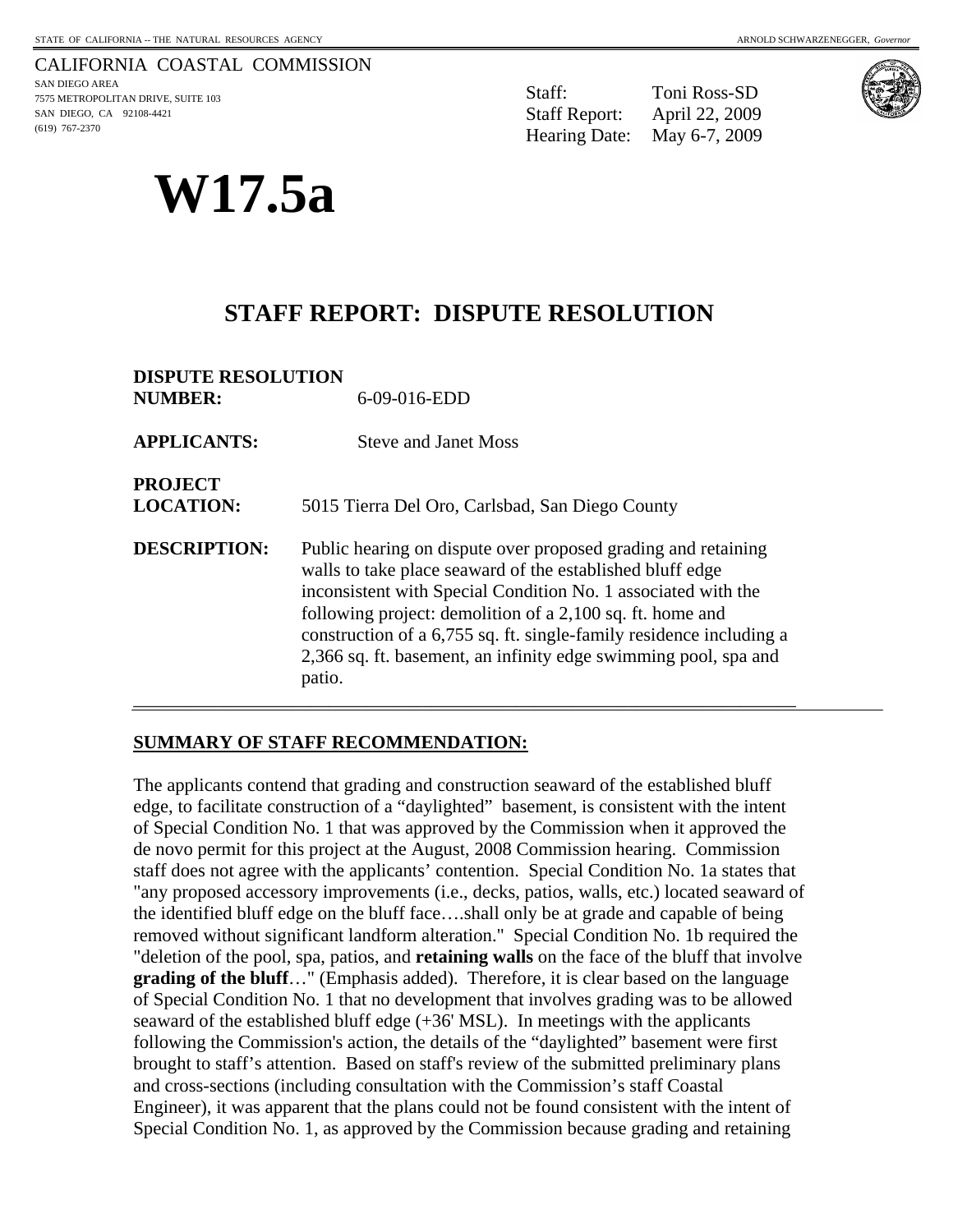CALIFORNIA COASTAL COMMISSION
SAN DIEGO AREA
7575 METROPOLITAN DRIVE, SUITE 103
SAN DIEGO, CA 92108-4421
(619) 767-2370

Staff: Toni Ross-SD
Staff Report: April 22, 2009
Hearing Date: May 6-7, 2009

# W17.5a

## STAFF REPORT: DISPUTE RESOLUTION

**DISPUTE RESOLUTION NUMBER:** 6-09-016-EDD

**APPLICANTS:** Steve and Janet Moss

**PROJECT LOCATION:** 5015 Tierra Del Oro, Carlsbad, San Diego County

**DESCRIPTION:** Public hearing on dispute over proposed grading and retaining walls to take place seaward of the established bluff edge inconsistent with Special Condition No. 1 associated with the following project: demolition of a 2,100 sq. ft. home and construction of a 6,755 sq. ft. single-family residence including a 2,366 sq. ft. basement, an infinity edge swimming pool, spa and patio.

---

**SUMMARY OF STAFF RECOMMENDATION:**

The applicants contend that grading and construction seaward of the established bluff edge, to facilitate construction of a "daylighted" basement, is consistent with the intent of Special Condition No. 1 that was approved by the Commission when it approved the de novo permit for this project at the August, 2008 Commission hearing. Commission staff does not agree with the applicants' contention. Special Condition No. 1a states that "any proposed accessory improvements (i.e., decks, patios, walls, etc.) located seaward of the identified bluff edge on the bluff face….shall only be at grade and capable of being removed without significant landform alteration." Special Condition No. 1b required the "deletion of the pool, spa, patios, and **retaining walls** on the face of the bluff that involve **grading of the bluff**…" (Emphasis added). Therefore, it is clear based on the language of Special Condition No. 1 that no development that involves grading was to be allowed seaward of the established bluff edge (+36' MSL). In meetings with the applicants following the Commission's action, the details of the "daylighted" basement were first brought to staff's attention. Based on staff's review of the submitted preliminary plans and cross-sections (including consultation with the Commission's staff Coastal Engineer), it was apparent that the plans could not be found consistent with the intent of Special Condition No. 1, as approved by the Commission because grading and retaining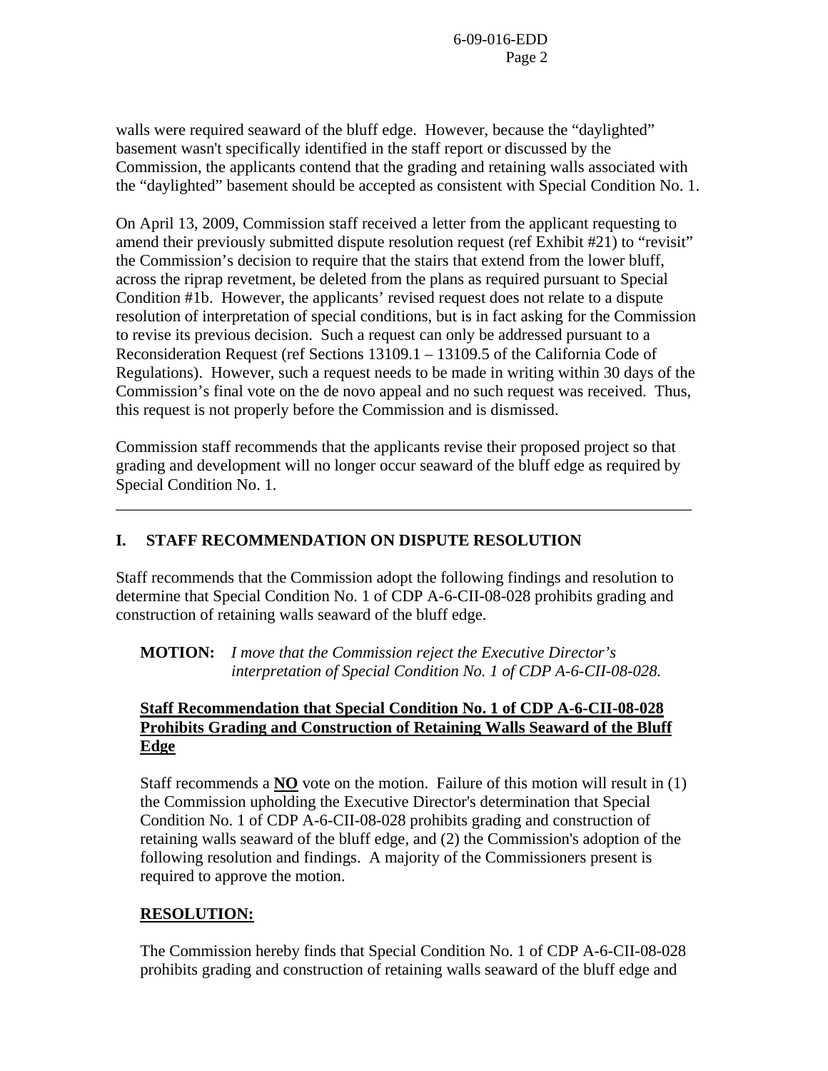walls were required seaward of the bluff edge. However, because the "daylighted" basement wasn't specifically identified in the staff report or discussed by the Commission, the applicants contend that the grading and retaining walls associated with the "daylighted" basement should be accepted as consistent with Special Condition No. 1.

On April 13, 2009, Commission staff received a letter from the applicant requesting to amend their previously submitted dispute resolution request (ref Exhibit #21) to "revisit" the Commission's decision to require that the stairs that extend from the lower bluff, across the riprap revetment, be deleted from the plans as required pursuant to Special Condition #1b. However, the applicants' revised request does not relate to a dispute resolution of interpretation of special conditions, but is in fact asking for the Commission to revise its previous decision. Such a request can only be addressed pursuant to a Reconsideration Request (ref Sections 13109.1 – 13109.5 of the California Code of Regulations). However, such a request needs to be made in writing within 30 days of the Commission's final vote on the de novo appeal and no such request was received. Thus, this request is not properly before the Commission and is dismissed.

Commission staff recommends that the applicants revise their proposed project so that grading and development will no longer occur seaward of the bluff edge as required by Special Condition No. 1.

---

## I. STAFF RECOMMENDATION ON DISPUTE RESOLUTION

Staff recommends that the Commission adopt the following findings and resolution to determine that Special Condition No. 1 of CDP A-6-CII-08-028 prohibits grading and construction of retaining walls seaward of the bluff edge.

**MOTION:** *I move that the Commission reject the Executive Director's interpretation of Special Condition No. 1 of CDP A-6-CII-08-028.*

**Staff Recommendation that Special Condition No. 1 of CDP A-6-CII-08-028 Prohibits Grading and Construction of Retaining Walls Seaward of the Bluff Edge**

Staff recommends a **NO** vote on the motion. Failure of this motion will result in (1) the Commission upholding the Executive Director's determination that Special Condition No. 1 of CDP A-6-CII-08-028 prohibits grading and construction of retaining walls seaward of the bluff edge, and (2) the Commission's adoption of the following resolution and findings. A majority of the Commissioners present is required to approve the motion.

**RESOLUTION:**

The Commission hereby finds that Special Condition No. 1 of CDP A-6-CII-08-028 prohibits grading and construction of retaining walls seaward of the bluff edge and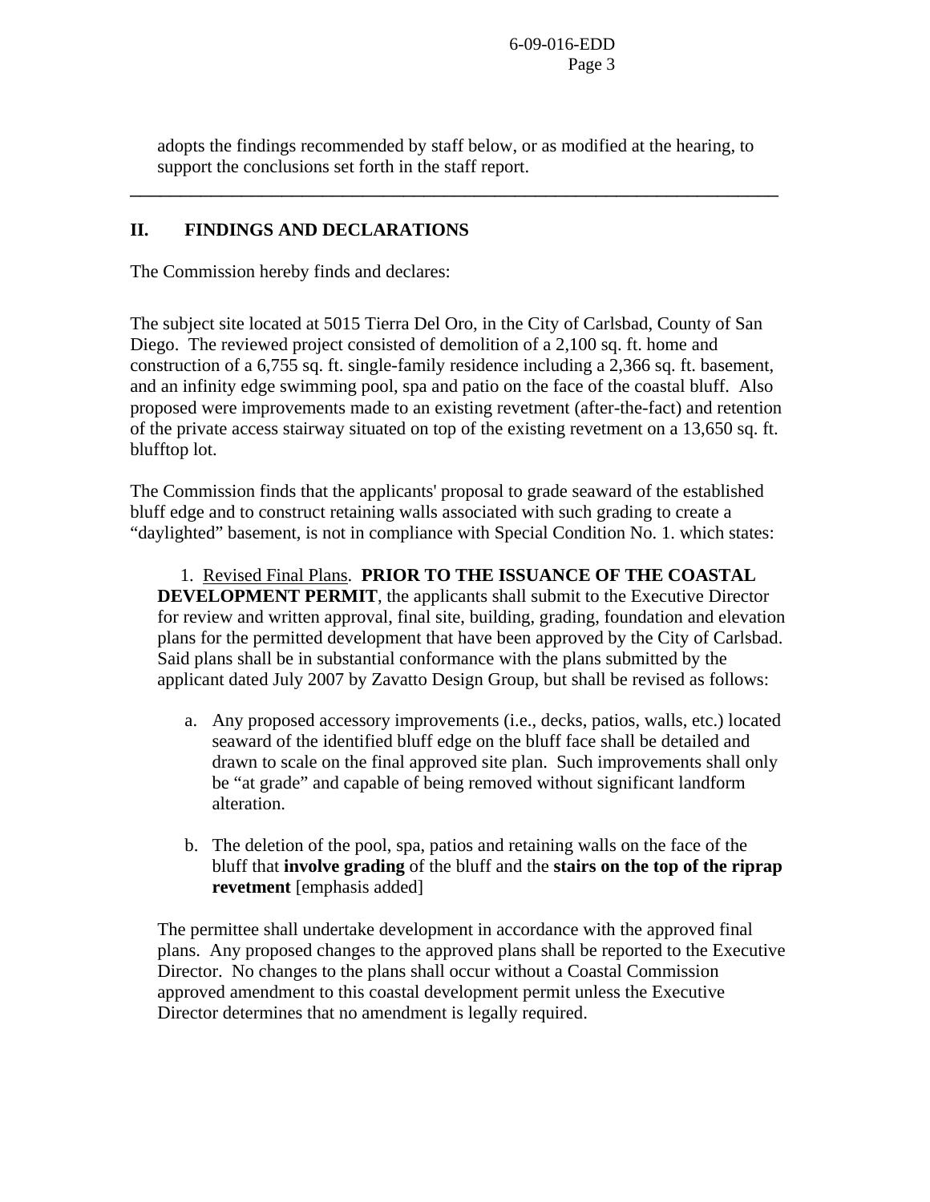adopts the findings recommended by staff below, or as modified at the hearing, to support the conclusions set forth in the staff report.

---

## II. FINDINGS AND DECLARATIONS

The Commission hereby finds and declares:

The subject site located at 5015 Tierra Del Oro, in the City of Carlsbad, County of San Diego. The reviewed project consisted of demolition of a 2,100 sq. ft. home and construction of a 6,755 sq. ft. single-family residence including a 2,366 sq. ft. basement, and an infinity edge swimming pool, spa and patio on the face of the coastal bluff. Also proposed were improvements made to an existing revetment (after-the-fact) and retention of the private access stairway situated on top of the existing revetment on a 13,650 sq. ft. blufftop lot.

The Commission finds that the applicants' proposal to grade seaward of the established bluff edge and to construct retaining walls associated with such grading to create a "daylighted" basement, is not in compliance with Special Condition No. 1. which states:

1. Revised Final Plans. **PRIOR TO THE ISSUANCE OF THE COASTAL DEVELOPMENT PERMIT**, the applicants shall submit to the Executive Director for review and written approval, final site, building, grading, foundation and elevation plans for the permitted development that have been approved by the City of Carlsbad. Said plans shall be in substantial conformance with the plans submitted by the applicant dated July 2007 by Zavatto Design Group, but shall be revised as follows:

   a. Any proposed accessory improvements (i.e., decks, patios, walls, etc.) located seaward of the identified bluff edge on the bluff face shall be detailed and drawn to scale on the final approved site plan. Such improvements shall only be "at grade" and capable of being removed without significant landform alteration.

   b. The deletion of the pool, spa, patios and retaining walls on the face of the bluff that **involve grading** of the bluff and the **stairs on the top of the riprap revetment** [emphasis added]

The permittee shall undertake development in accordance with the approved final plans. Any proposed changes to the approved plans shall be reported to the Executive Director. No changes to the plans shall occur without a Coastal Commission approved amendment to this coastal development permit unless the Executive Director determines that no amendment is legally required.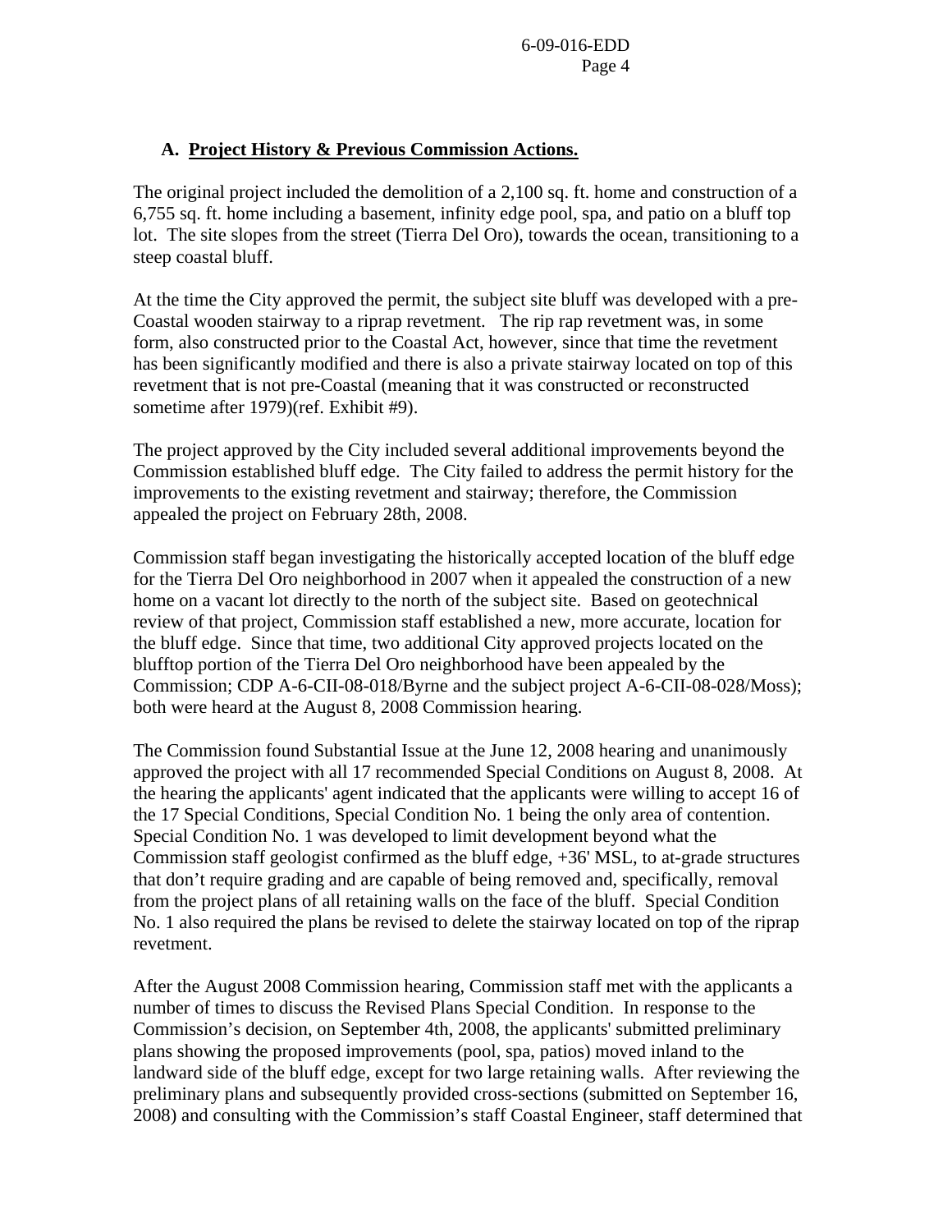## A. Project History & Previous Commission Actions.

The original project included the demolition of a 2,100 sq. ft. home and construction of a 6,755 sq. ft. home including a basement, infinity edge pool, spa, and patio on a bluff top lot. The site slopes from the street (Tierra Del Oro), towards the ocean, transitioning to a steep coastal bluff.

At the time the City approved the permit, the subject site bluff was developed with a pre-Coastal wooden stairway to a riprap revetment. The rip rap revetment was, in some form, also constructed prior to the Coastal Act, however, since that time the revetment has been significantly modified and there is also a private stairway located on top of this revetment that is not pre-Coastal (meaning that it was constructed or reconstructed sometime after 1979)(ref. Exhibit #9).

The project approved by the City included several additional improvements beyond the Commission established bluff edge. The City failed to address the permit history for the improvements to the existing revetment and stairway; therefore, the Commission appealed the project on February 28th, 2008.

Commission staff began investigating the historically accepted location of the bluff edge for the Tierra Del Oro neighborhood in 2007 when it appealed the construction of a new home on a vacant lot directly to the north of the subject site. Based on geotechnical review of that project, Commission staff established a new, more accurate, location for the bluff edge. Since that time, two additional City approved projects located on the blufftop portion of the Tierra Del Oro neighborhood have been appealed by the Commission; CDP A-6-CII-08-018/Byrne and the subject project A-6-CII-08-028/Moss); both were heard at the August 8, 2008 Commission hearing.

The Commission found Substantial Issue at the June 12, 2008 hearing and unanimously approved the project with all 17 recommended Special Conditions on August 8, 2008. At the hearing the applicants' agent indicated that the applicants were willing to accept 16 of the 17 Special Conditions, Special Condition No. 1 being the only area of contention. Special Condition No. 1 was developed to limit development beyond what the Commission staff geologist confirmed as the bluff edge, +36' MSL, to at-grade structures that don't require grading and are capable of being removed and, specifically, removal from the project plans of all retaining walls on the face of the bluff. Special Condition No. 1 also required the plans be revised to delete the stairway located on top of the riprap revetment.

After the August 2008 Commission hearing, Commission staff met with the applicants a number of times to discuss the Revised Plans Special Condition. In response to the Commission's decision, on September 4th, 2008, the applicants' submitted preliminary plans showing the proposed improvements (pool, spa, patios) moved inland to the landward side of the bluff edge, except for two large retaining walls. After reviewing the preliminary plans and subsequently provided cross-sections (submitted on September 16, 2008) and consulting with the Commission's staff Coastal Engineer, staff determined that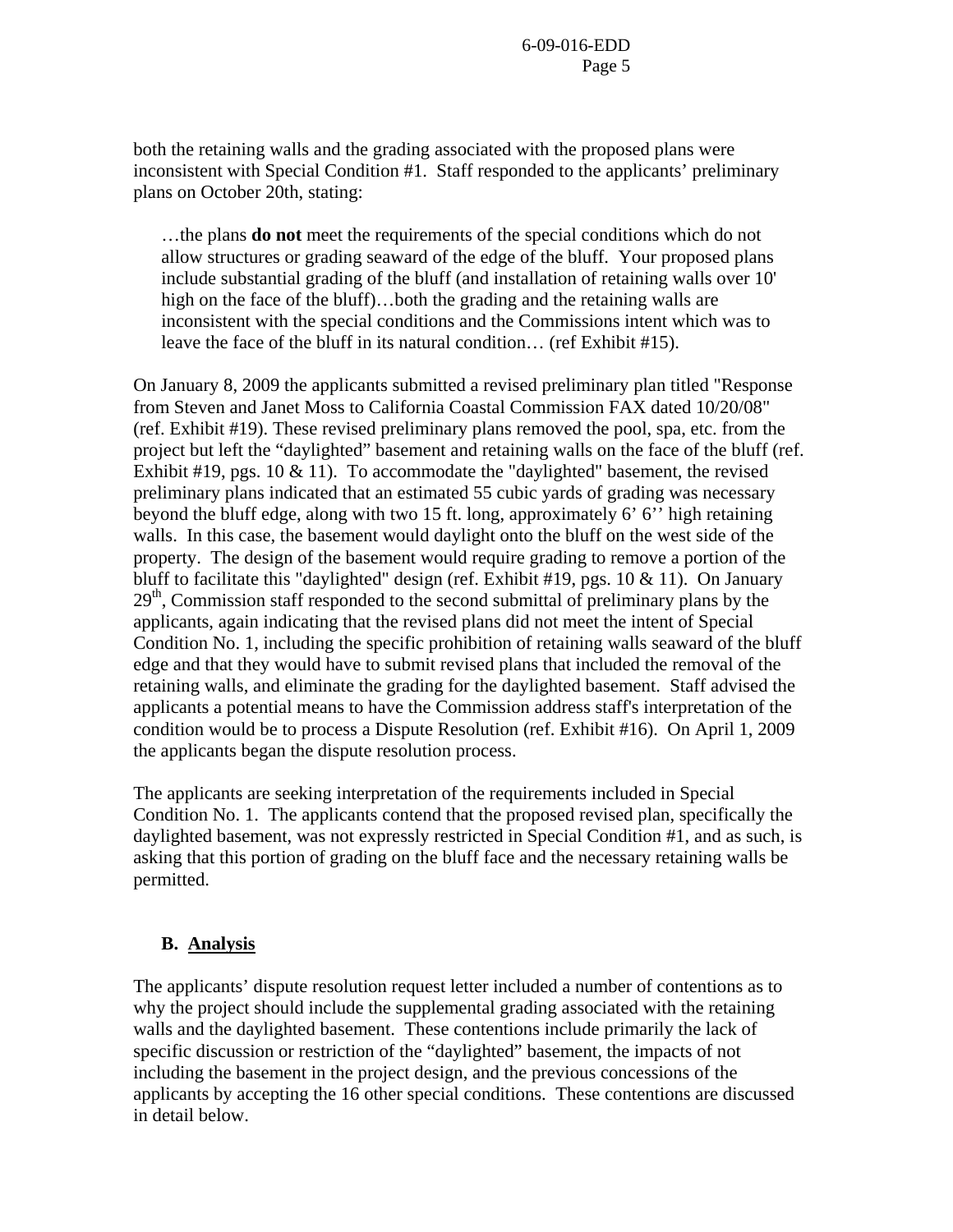both the retaining walls and the grading associated with the proposed plans were inconsistent with Special Condition #1. Staff responded to the applicants' preliminary plans on October 20th, stating:

> …the plans **do not** meet the requirements of the special conditions which do not allow structures or grading seaward of the edge of the bluff. Your proposed plans include substantial grading of the bluff (and installation of retaining walls over 10' high on the face of the bluff)…both the grading and the retaining walls are inconsistent with the special conditions and the Commissions intent which was to leave the face of the bluff in its natural condition… (ref Exhibit #15).

On January 8, 2009 the applicants submitted a revised preliminary plan titled "Response from Steven and Janet Moss to California Coastal Commission FAX dated 10/20/08" (ref. Exhibit #19). These revised preliminary plans removed the pool, spa, etc. from the project but left the "daylighted" basement and retaining walls on the face of the bluff (ref. Exhibit #19, pgs. 10 & 11). To accommodate the "daylighted" basement, the revised preliminary plans indicated that an estimated 55 cubic yards of grading was necessary beyond the bluff edge, along with two 15 ft. long, approximately 6' 6'' high retaining walls. In this case, the basement would daylight onto the bluff on the west side of the property. The design of the basement would require grading to remove a portion of the bluff to facilitate this "daylighted" design (ref. Exhibit #19, pgs. 10 & 11). On January 29th, Commission staff responded to the second submittal of preliminary plans by the applicants, again indicating that the revised plans did not meet the intent of Special Condition No. 1, including the specific prohibition of retaining walls seaward of the bluff edge and that they would have to submit revised plans that included the removal of the retaining walls, and eliminate the grading for the daylighted basement. Staff advised the applicants a potential means to have the Commission address staff's interpretation of the condition would be to process a Dispute Resolution (ref. Exhibit #16). On April 1, 2009 the applicants began the dispute resolution process.

The applicants are seeking interpretation of the requirements included in Special Condition No. 1. The applicants contend that the proposed revised plan, specifically the daylighted basement, was not expressly restricted in Special Condition #1, and as such, is asking that this portion of grading on the bluff face and the necessary retaining walls be permitted.

### B. Analysis

The applicants' dispute resolution request letter included a number of contentions as to why the project should include the supplemental grading associated with the retaining walls and the daylighted basement. These contentions include primarily the lack of specific discussion or restriction of the "daylighted" basement, the impacts of not including the basement in the project design, and the previous concessions of the applicants by accepting the 16 other special conditions. These contentions are discussed in detail below.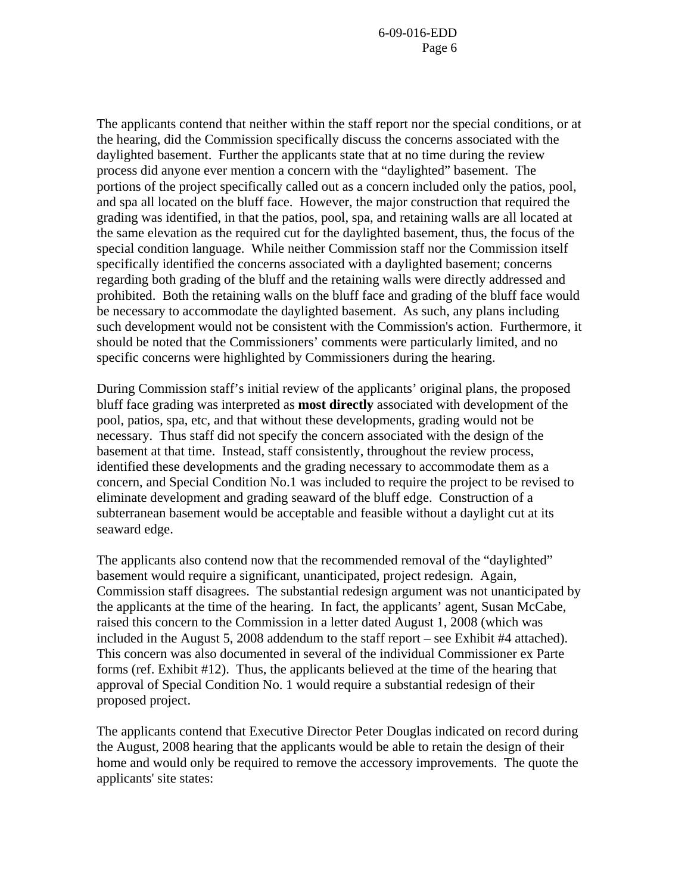The applicants contend that neither within the staff report nor the special conditions, or at the hearing, did the Commission specifically discuss the concerns associated with the daylighted basement. Further the applicants state that at no time during the review process did anyone ever mention a concern with the "daylighted" basement. The portions of the project specifically called out as a concern included only the patios, pool, and spa all located on the bluff face. However, the major construction that required the grading was identified, in that the patios, pool, spa, and retaining walls are all located at the same elevation as the required cut for the daylighted basement, thus, the focus of the special condition language. While neither Commission staff nor the Commission itself specifically identified the concerns associated with a daylighted basement; concerns regarding both grading of the bluff and the retaining walls were directly addressed and prohibited. Both the retaining walls on the bluff face and grading of the bluff face would be necessary to accommodate the daylighted basement. As such, any plans including such development would not be consistent with the Commission's action. Furthermore, it should be noted that the Commissioners' comments were particularly limited, and no specific concerns were highlighted by Commissioners during the hearing.

During Commission staff's initial review of the applicants' original plans, the proposed bluff face grading was interpreted as **most directly** associated with development of the pool, patios, spa, etc, and that without these developments, grading would not be necessary. Thus staff did not specify the concern associated with the design of the basement at that time. Instead, staff consistently, throughout the review process, identified these developments and the grading necessary to accommodate them as a concern, and Special Condition No.1 was included to require the project to be revised to eliminate development and grading seaward of the bluff edge. Construction of a subterranean basement would be acceptable and feasible without a daylight cut at its seaward edge.

The applicants also contend now that the recommended removal of the "daylighted" basement would require a significant, unanticipated, project redesign. Again, Commission staff disagrees. The substantial redesign argument was not unanticipated by the applicants at the time of the hearing. In fact, the applicants' agent, Susan McCabe, raised this concern to the Commission in a letter dated August 1, 2008 (which was included in the August 5, 2008 addendum to the staff report – see Exhibit #4 attached). This concern was also documented in several of the individual Commissioner ex Parte forms (ref. Exhibit #12). Thus, the applicants believed at the time of the hearing that approval of Special Condition No. 1 would require a substantial redesign of their proposed project.

The applicants contend that Executive Director Peter Douglas indicated on record during the August, 2008 hearing that the applicants would be able to retain the design of their home and would only be required to remove the accessory improvements. The quote the applicants' site states: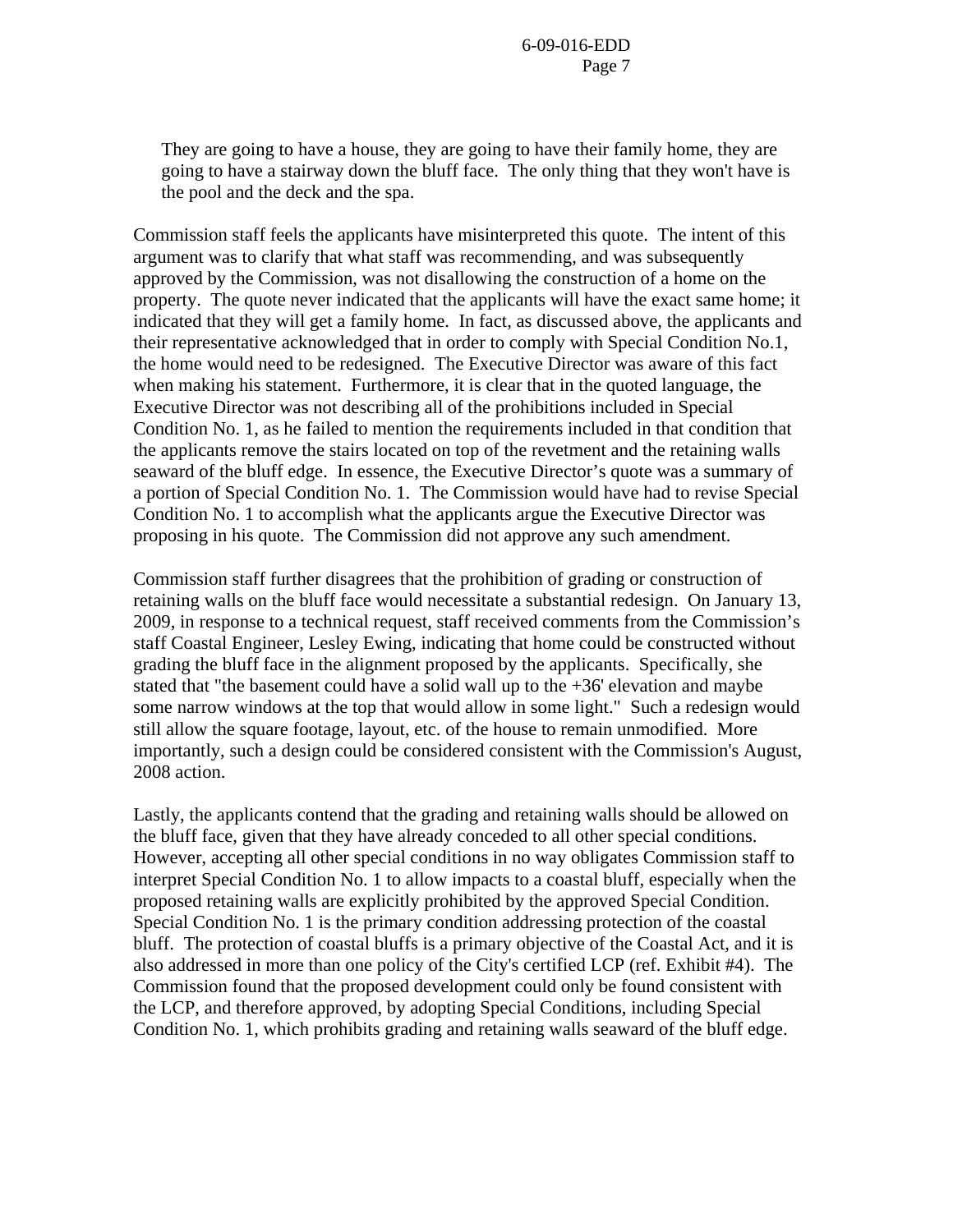> They are going to have a house, they are going to have their family home, they are going to have a stairway down the bluff face. The only thing that they won't have is the pool and the deck and the spa.

Commission staff feels the applicants have misinterpreted this quote. The intent of this argument was to clarify that what staff was recommending, and was subsequently approved by the Commission, was not disallowing the construction of a home on the property. The quote never indicated that the applicants will have the exact same home; it indicated that they will get a family home. In fact, as discussed above, the applicants and their representative acknowledged that in order to comply with Special Condition No.1, the home would need to be redesigned. The Executive Director was aware of this fact when making his statement. Furthermore, it is clear that in the quoted language, the Executive Director was not describing all of the prohibitions included in Special Condition No. 1, as he failed to mention the requirements included in that condition that the applicants remove the stairs located on top of the revetment and the retaining walls seaward of the bluff edge. In essence, the Executive Director's quote was a summary of a portion of Special Condition No. 1. The Commission would have had to revise Special Condition No. 1 to accomplish what the applicants argue the Executive Director was proposing in his quote. The Commission did not approve any such amendment.

Commission staff further disagrees that the prohibition of grading or construction of retaining walls on the bluff face would necessitate a substantial redesign. On January 13, 2009, in response to a technical request, staff received comments from the Commission's staff Coastal Engineer, Lesley Ewing, indicating that home could be constructed without grading the bluff face in the alignment proposed by the applicants. Specifically, she stated that "the basement could have a solid wall up to the +36' elevation and maybe some narrow windows at the top that would allow in some light." Such a redesign would still allow the square footage, layout, etc. of the house to remain unmodified. More importantly, such a design could be considered consistent with the Commission's August, 2008 action.

Lastly, the applicants contend that the grading and retaining walls should be allowed on the bluff face, given that they have already conceded to all other special conditions. However, accepting all other special conditions in no way obligates Commission staff to interpret Special Condition No. 1 to allow impacts to a coastal bluff, especially when the proposed retaining walls are explicitly prohibited by the approved Special Condition. Special Condition No. 1 is the primary condition addressing protection of the coastal bluff. The protection of coastal bluffs is a primary objective of the Coastal Act, and it is also addressed in more than one policy of the City's certified LCP (ref. Exhibit #4). The Commission found that the proposed development could only be found consistent with the LCP, and therefore approved, by adopting Special Conditions, including Special Condition No. 1, which prohibits grading and retaining walls seaward of the bluff edge.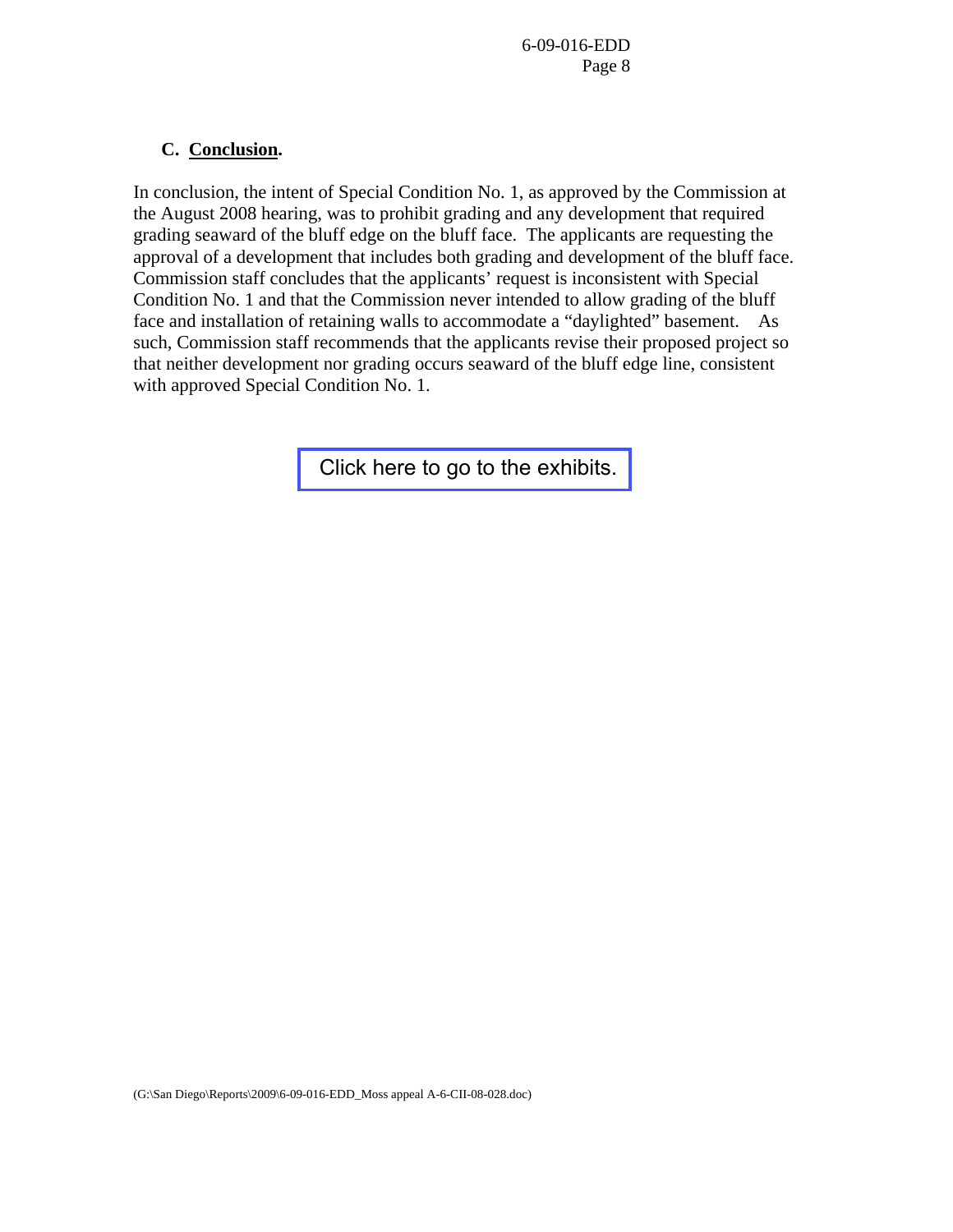### C. Conclusion.

In conclusion, the intent of Special Condition No. 1, as approved by the Commission at the August 2008 hearing, was to prohibit grading and any development that required grading seaward of the bluff edge on the bluff face. The applicants are requesting the approval of a development that includes both grading and development of the bluff face. Commission staff concludes that the applicants' request is inconsistent with Special Condition No. 1 and that the Commission never intended to allow grading of the bluff face and installation of retaining walls to accommodate a "daylighted" basement. As such, Commission staff recommends that the applicants revise their proposed project so that neither development nor grading occurs seaward of the bluff edge line, consistent with approved Special Condition No. 1.

Click here to go to the exhibits.

(G:\San Diego\Reports\2009\6-09-016-EDD_Moss appeal A-6-CII-08-028.doc)